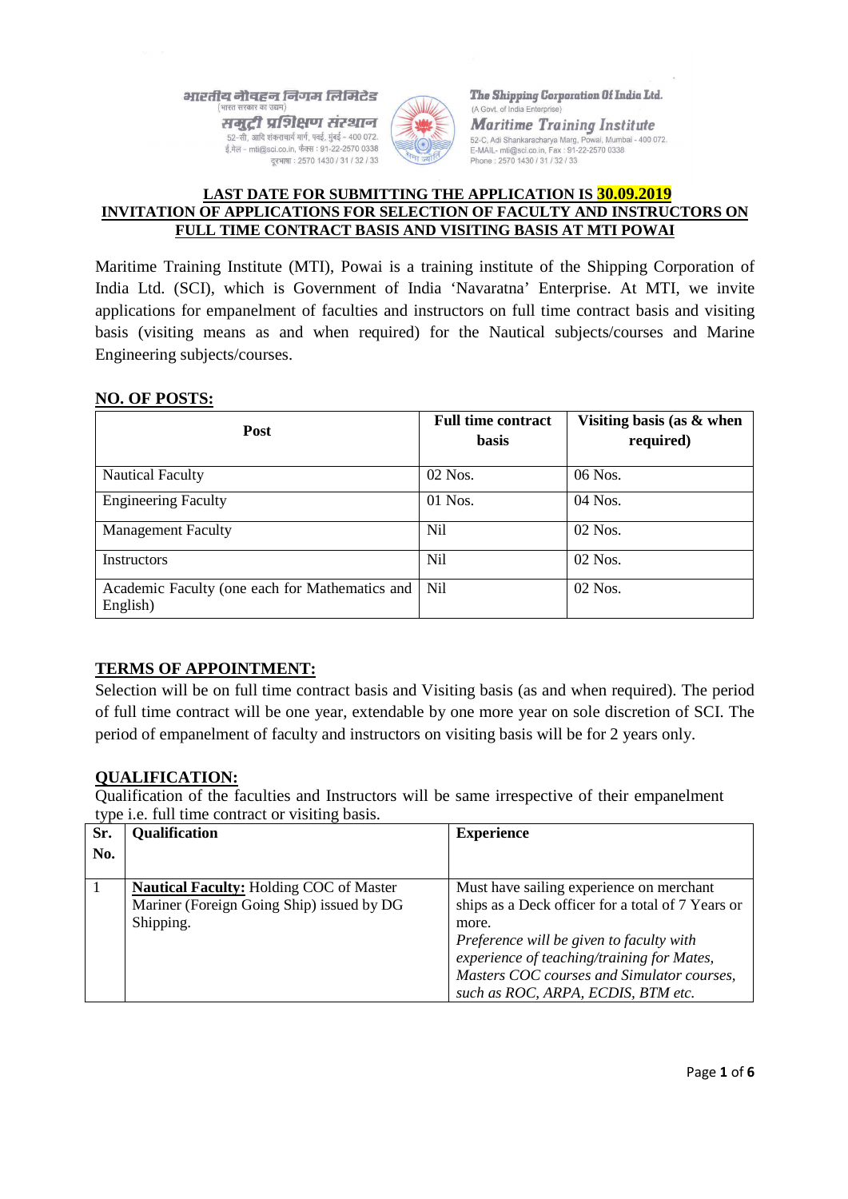भारतीय नौवहन निगम लिमिटेड
(भारत सरकार का उद्यम)
समुद्री प्रशिक्षण संस्थान
52-सी, आदि शंकराचार्य मार्ग, पवई, मुंबई - 400 072.
ई.मेल - mti@sci.co.in, फैक्स : 91-22-2570 0338
दूरभाष : 2570 1430 / 31 / 32 / 33

**The Shipping Corporation Of India Ltd.**
(A Govt. of India Enterprise)
***Maritime Training Institute***
52-C, Adi Shankaracharya Marg, Powai, Mumbai - 400 072.
E-MAIL- mti@sci.co.in, Fax : 91-22-2570 0338
Phone : 2570 1430 / 31 / 32 / 33

**LAST DATE FOR SUBMITTING THE APPLICATION IS 30.09.2019**

**INVITATION OF APPLICATIONS FOR SELECTION OF FACULTY AND INSTRUCTORS ON FULL TIME CONTRACT BASIS AND VISITING BASIS AT MTI POWAI**

Maritime Training Institute (MTI), Powai is a training institute of the Shipping Corporation of India Ltd. (SCI), which is Government of India 'Navaratna' Enterprise. At MTI, we invite applications for empanelment of faculties and instructors on full time contract basis and visiting basis (visiting means as and when required) for the Nautical subjects/courses and Marine Engineering subjects/courses.

## NO. OF POSTS:

| Post | Full time contract basis | Visiting basis (as & when required) |
|---|---|---|
| Nautical Faculty | 02 Nos. | 06 Nos. |
| Engineering Faculty | 01 Nos. | 04 Nos. |
| Management Faculty | Nil | 02 Nos. |
| Instructors | Nil | 02 Nos. |
| Academic Faculty (one each for Mathematics and English) | Nil | 02 Nos. |

## TERMS OF APPOINTMENT:

Selection will be on full time contract basis and Visiting basis (as and when required). The period of full time contract will be one year, extendable by one more year on sole discretion of SCI. The period of empanelment of faculty and instructors on visiting basis will be for 2 years only.

## QUALIFICATION:

Qualification of the faculties and Instructors will be same irrespective of their empanelment type i.e. full time contract or visiting basis.

| Sr. No. | Qualification | Experience |
|---|---|---|
| 1 | **Nautical Faculty:** Holding COC of Master Mariner (Foreign Going Ship) issued by DG Shipping. | Must have sailing experience on merchant ships as a Deck officer for a total of 7 Years or more. *Preference will be given to faculty with experience of teaching/training for Mates, Masters COC courses and Simulator courses, such as ROC, ARPA, ECDIS, BTM etc.* |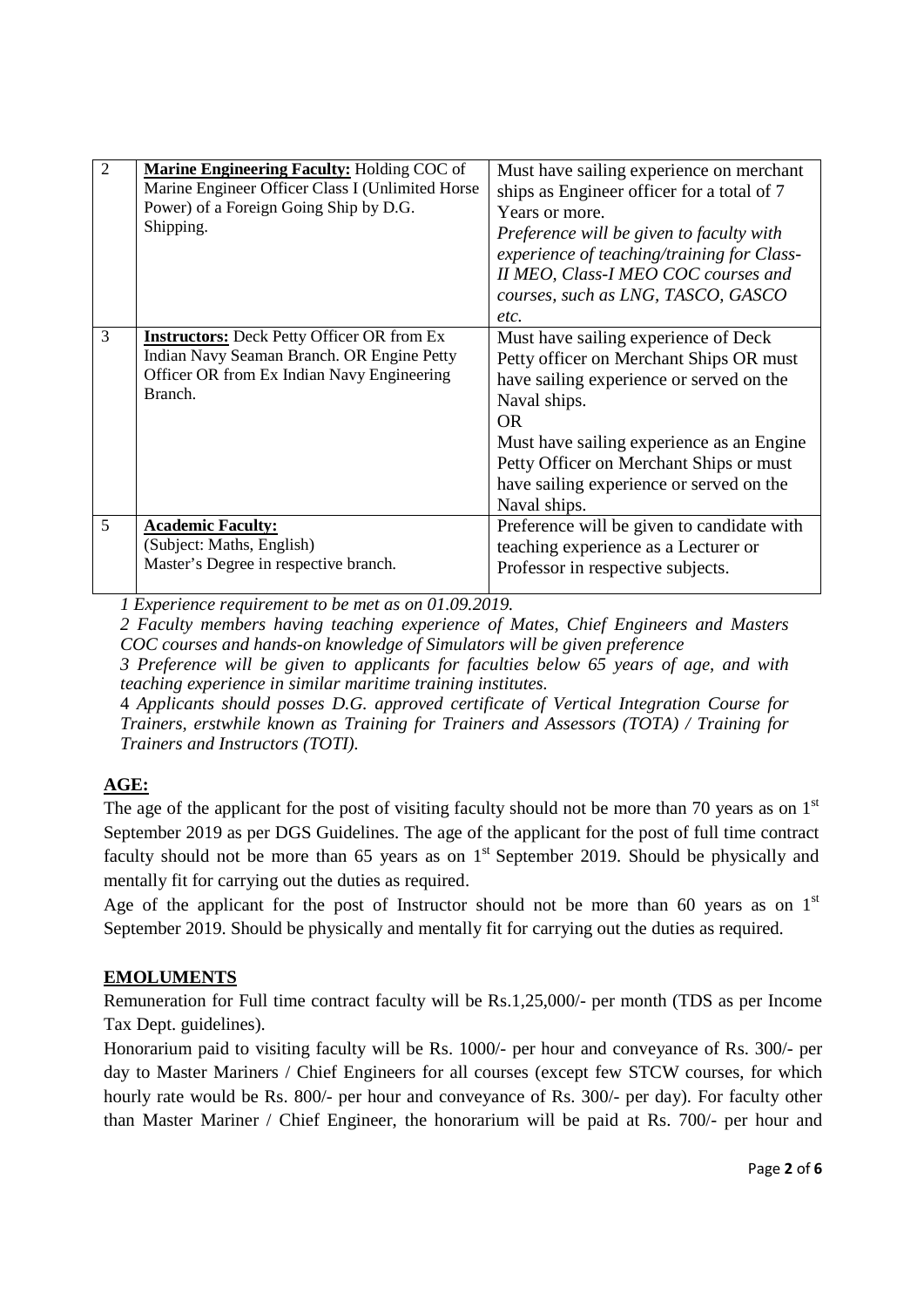| 2 | **Marine Engineering Faculty:** Holding COC of Marine Engineer Officer Class I (Unlimited Horse Power) of a Foreign Going Ship by D.G. Shipping. | Must have sailing experience on merchant ships as Engineer officer for a total of 7 Years or more.<br>*Preference will be given to faculty with experience of teaching/training for Class-II MEO, Class-I MEO COC courses and courses, such as LNG, TASCO, GASCO etc.* |
|---|---|---|
| 3 | **Instructors:** Deck Petty Officer OR from Ex Indian Navy Seaman Branch. OR Engine Petty Officer OR from Ex Indian Navy Engineering Branch. | Must have sailing experience of Deck Petty officer on Merchant Ships OR must have sailing experience or served on the Naval ships.<br>OR<br>Must have sailing experience as an Engine Petty Officer on Merchant Ships or must have sailing experience or served on the Naval ships. |
| 5 | **Academic Faculty:**<br>(Subject: Maths, English)<br>Master's Degree in respective branch. | Preference will be given to candidate with teaching experience as a Lecturer or Professor in respective subjects. |

*1 Experience requirement to be met as on 01.09.2019.*

*2 Faculty members having teaching experience of Mates, Chief Engineers and Masters COC courses and hands-on knowledge of Simulators will be given preference*

*3 Preference will be given to applicants for faculties below 65 years of age, and with teaching experience in similar maritime training institutes.*

4 *Applicants should posses D.G. approved certificate of Vertical Integration Course for Trainers, erstwhile known as Training for Trainers and Assessors (TOTA) / Training for Trainers and Instructors (TOTI).*

## AGE:

The age of the applicant for the post of visiting faculty should not be more than 70 years as on 1st September 2019 as per DGS Guidelines. The age of the applicant for the post of full time contract faculty should not be more than 65 years as on 1st September 2019. Should be physically and mentally fit for carrying out the duties as required.

Age of the applicant for the post of Instructor should not be more than 60 years as on 1st September 2019. Should be physically and mentally fit for carrying out the duties as required.

## EMOLUMENTS

Remuneration for Full time contract faculty will be Rs.1,25,000/- per month (TDS as per Income Tax Dept. guidelines).

Honorarium paid to visiting faculty will be Rs. 1000/- per hour and conveyance of Rs. 300/- per day to Master Mariners / Chief Engineers for all courses (except few STCW courses, for which hourly rate would be Rs. 800/- per hour and conveyance of Rs. 300/- per day). For faculty other than Master Mariner / Chief Engineer, the honorarium will be paid at Rs. 700/- per hour and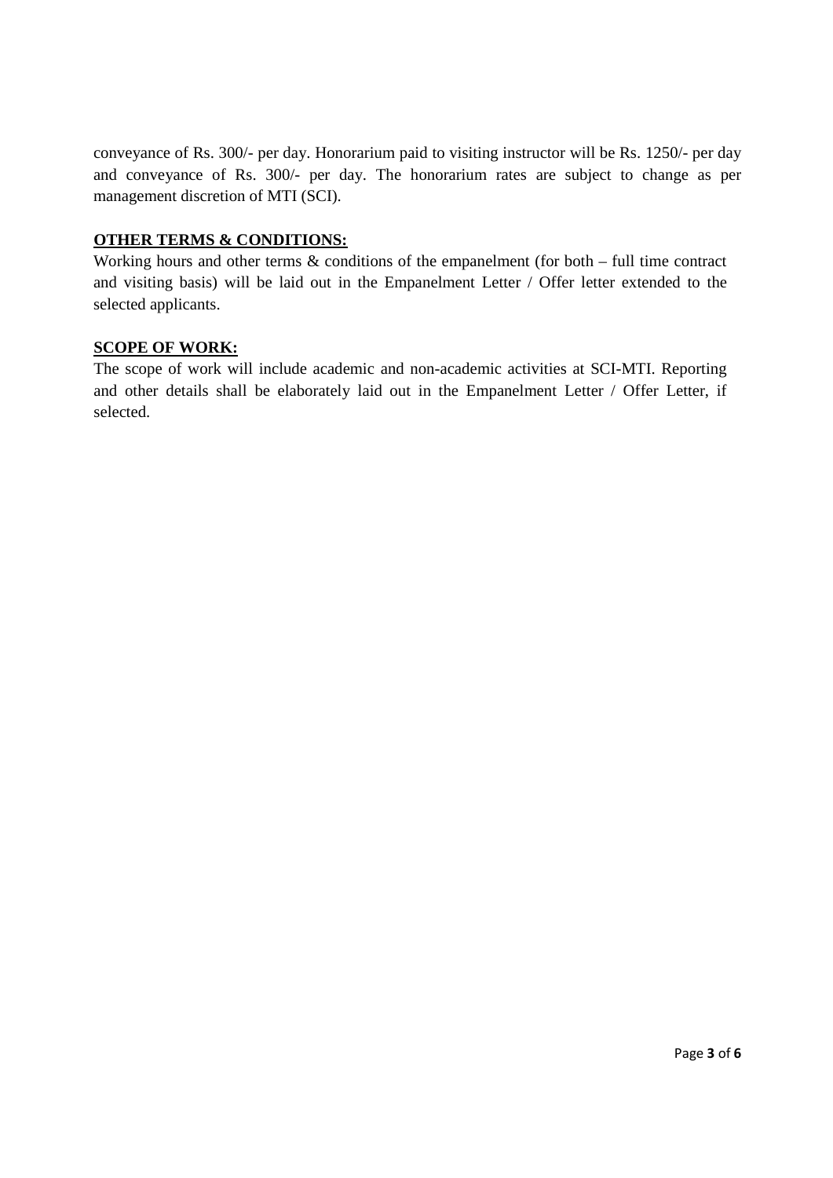conveyance of Rs. 300/- per day. Honorarium paid to visiting instructor will be Rs. 1250/- per day and conveyance of Rs. 300/- per day. The honorarium rates are subject to change as per management discretion of MTI (SCI).

**OTHER TERMS & CONDITIONS:**

Working hours and other terms & conditions of the empanelment (for both – full time contract and visiting basis) will be laid out in the Empanelment Letter / Offer letter extended to the selected applicants.

**SCOPE OF WORK:**

The scope of work will include academic and non-academic activities at SCI-MTI. Reporting and other details shall be elaborately laid out in the Empanelment Letter / Offer Letter, if selected.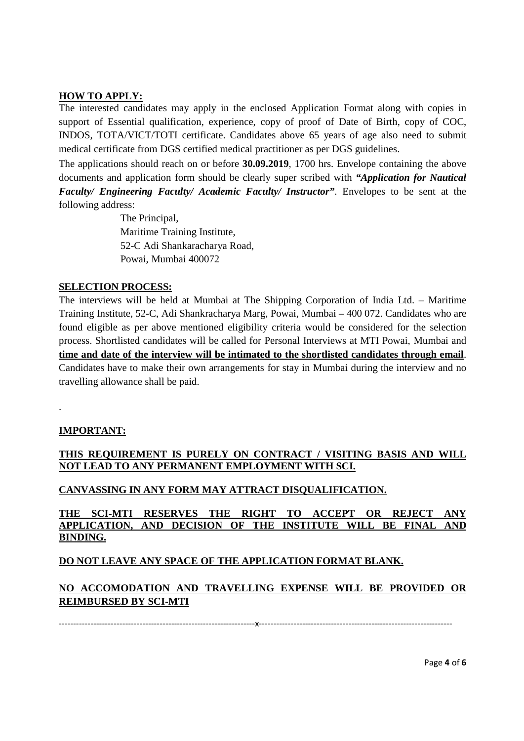**HOW TO APPLY:**

The interested candidates may apply in the enclosed Application Format along with copies in support of Essential qualification, experience, copy of proof of Date of Birth, copy of COC, INDOS, TOTA/VICT/TOTI certificate. Candidates above 65 years of age also need to submit medical certificate from DGS certified medical practitioner as per DGS guidelines.

The applications should reach on or before **30.09.2019**, 1700 hrs. Envelope containing the above documents and application form should be clearly super scribed with ***"Application for Nautical Faculty/ Engineering Faculty/ Academic Faculty/ Instructor"***. Envelopes to be sent at the following address:

The Principal,
Maritime Training Institute,
52-C Adi Shankaracharya Road,
Powai, Mumbai 400072

**SELECTION PROCESS:**

The interviews will be held at Mumbai at The Shipping Corporation of India Ltd. – Maritime Training Institute, 52-C, Adi Shankracharya Marg, Powai, Mumbai – 400 072. Candidates who are found eligible as per above mentioned eligibility criteria would be considered for the selection process. Shortlisted candidates will be called for Personal Interviews at MTI Powai, Mumbai and **time and date of the interview will be intimated to the shortlisted candidates through email**. Candidates have to make their own arrangements for stay in Mumbai during the interview and no travelling allowance shall be paid.

.

**IMPORTANT:**

**THIS REQUIREMENT IS PURELY ON CONTRACT / VISITING BASIS AND WILL NOT LEAD TO ANY PERMANENT EMPLOYMENT WITH SCI.**

**CANVASSING IN ANY FORM MAY ATTRACT DISQUALIFICATION.**

**THE SCI-MTI RESERVES THE RIGHT TO ACCEPT OR REJECT ANY APPLICATION, AND DECISION OF THE INSTITUTE WILL BE FINAL AND BINDING.**

**DO NOT LEAVE ANY SPACE OF THE APPLICATION FORMAT BLANK.**

**NO ACCOMODATION AND TRAVELLING EXPENSE WILL BE PROVIDED OR REIMBURSED BY SCI-MTI**

---------------------------------------------------------------------x---------------------------------------------------------------------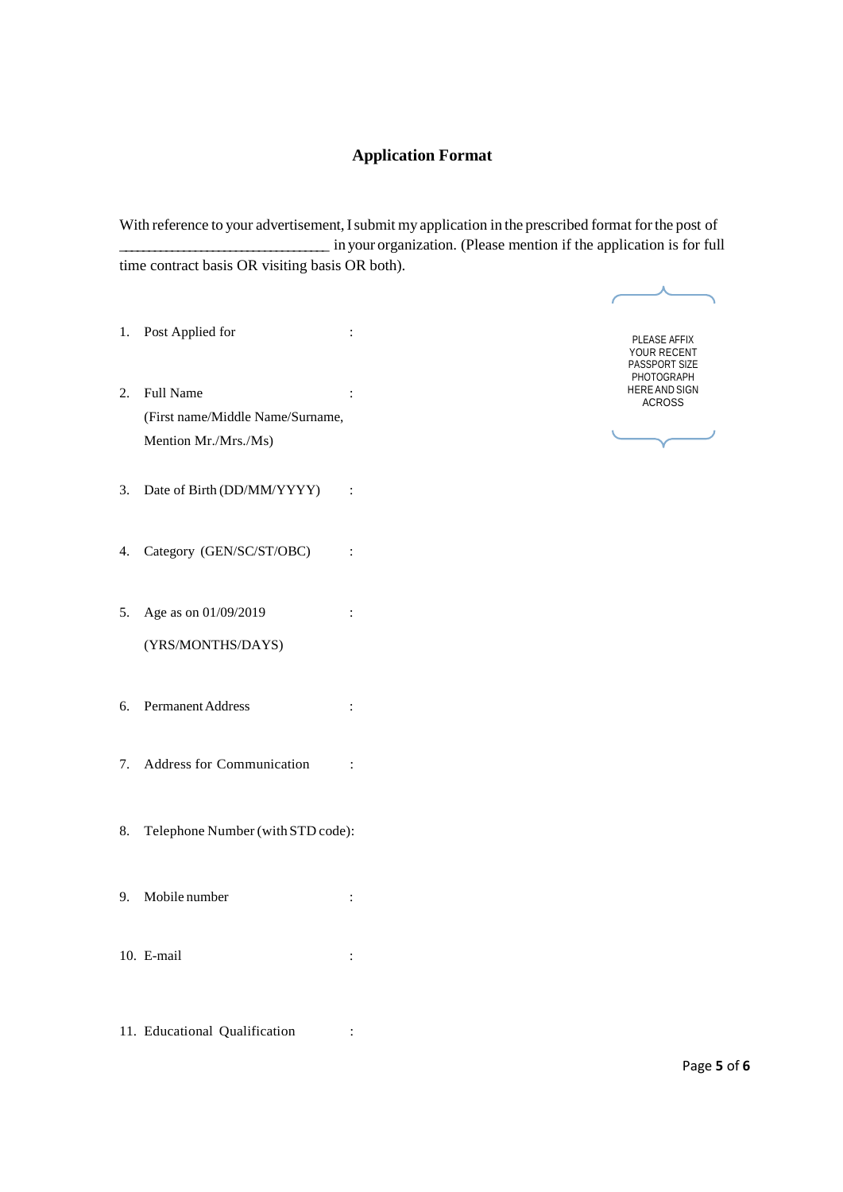## Application Format

With reference to your advertisement, I submit my application in the prescribed format for the post of _________________________________ in your organization. (Please mention if the application is for full time contract basis OR visiting basis OR both).

PLEASE AFFIX YOUR RECENT PASSPORT SIZE PHOTOGRAPH HERE AND SIGN ACROSS

1. Post Applied for :
2. Full Name :
   (First name/Middle Name/Surname, Mention Mr./Mrs./Ms)
3. Date of Birth (DD/MM/YYYY) :
4. Category (GEN/SC/ST/OBC) :
5. Age as on 01/09/2019 :
   (YRS/MONTHS/DAYS)
6. Permanent Address :
7. Address for Communication :
8. Telephone Number (with STD code):
9. Mobile number :
10. E-mail :
11. Educational Qualification :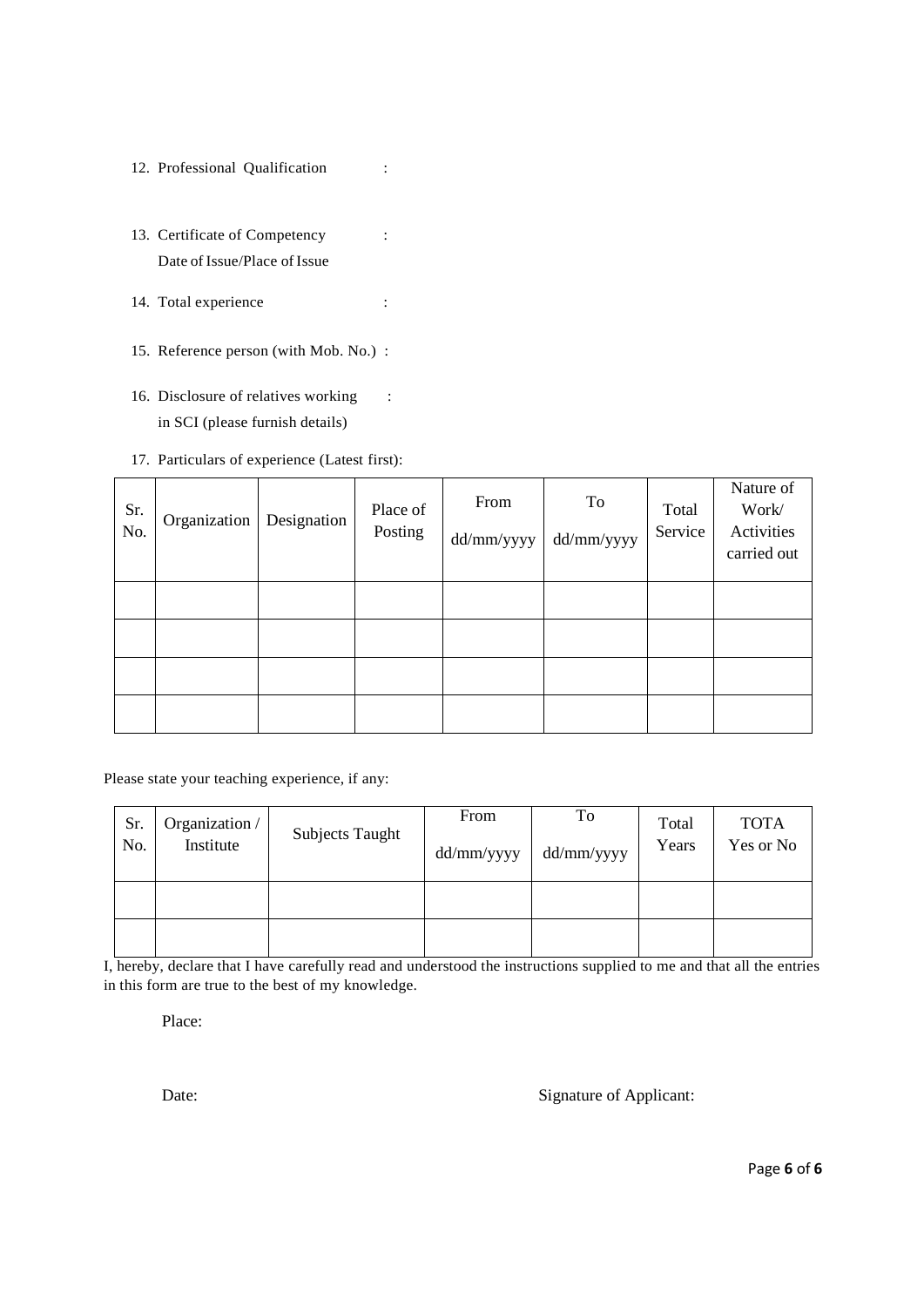12. Professional Qualification :

13. Certificate of Competency :
    Date of Issue/Place of Issue

14. Total experience :

15. Reference person (with Mob. No.) :

16. Disclosure of relatives working :
    in SCI (please furnish details)

17. Particulars of experience (Latest first):

| Sr. No. | Organization | Designation | Place of Posting | From dd/mm/yyyy | To dd/mm/yyyy | Total Service | Nature of Work/ Activities carried out |
|---|---|---|---|---|---|---|---|
| | | | | | | | |
| | | | | | | | |
| | | | | | | | |
| | | | | | | | |

Please state your teaching experience, if any:

| Sr. No. | Organization / Institute | Subjects Taught | From dd/mm/yyyy | To dd/mm/yyyy | Total Years | TOTA Yes or No |
|---|---|---|---|---|---|---|
| | | | | | | |
| | | | | | | |

I, hereby, declare that I have carefully read and understood the instructions supplied to me and that all the entries in this form are true to the best of my knowledge.

Place:

Date: Signature of Applicant: